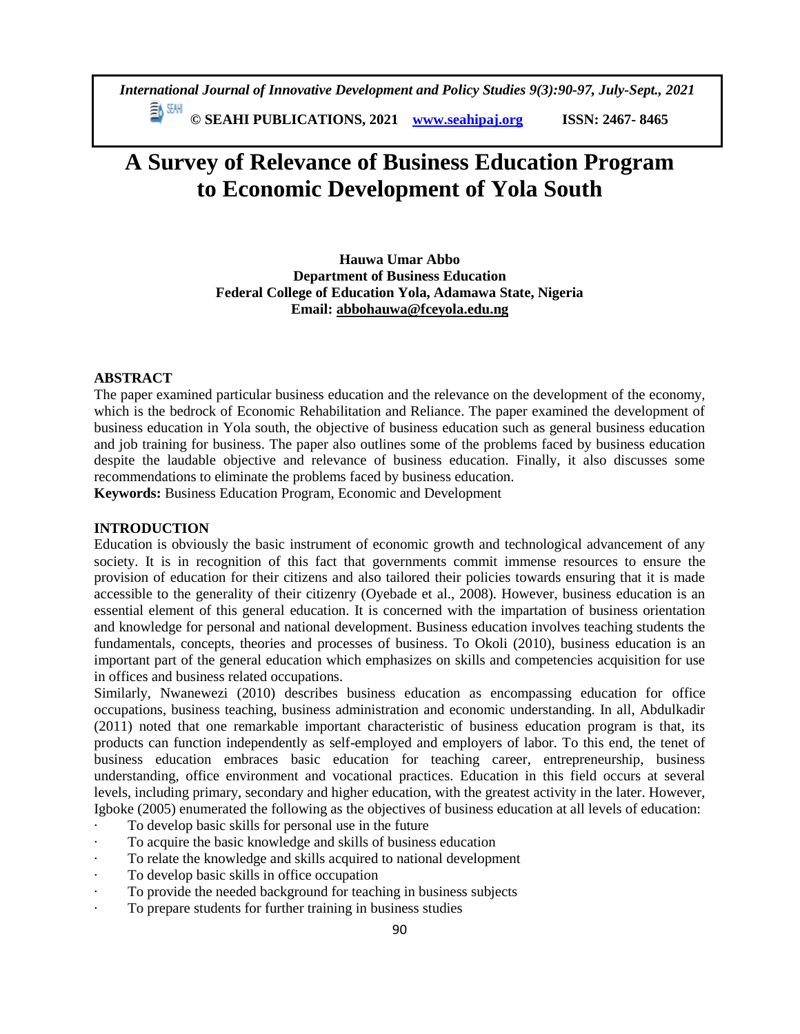# A Survey of Relevance of Business Education Program to Economic Development of Yola South

**Hauwa Umar Abbo**
**Department of Business Education**
**Federal College of Education Yola, Adamawa State, Nigeria**
**Email: abbohauwa@fceyola.edu.ng**

## ABSTRACT

The paper examined particular business education and the relevance on the development of the economy, which is the bedrock of Economic Rehabilitation and Reliance. The paper examined the development of business education in Yola south, the objective of business education such as general business education and job training for business. The paper also outlines some of the problems faced by business education despite the laudable objective and relevance of business education. Finally, it also discusses some recommendations to eliminate the problems faced by business education.

**Keywords:** Business Education Program, Economic and Development

## INTRODUCTION

Education is obviously the basic instrument of economic growth and technological advancement of any society. It is in recognition of this fact that governments commit immense resources to ensure the provision of education for their citizens and also tailored their policies towards ensuring that it is made accessible to the generality of their citizenry (Oyebade et al., 2008). However, business education is an essential element of this general education. It is concerned with the impartation of business orientation and knowledge for personal and national development. Business education involves teaching students the fundamentals, concepts, theories and processes of business. To Okoli (2010), business education is an important part of the general education which emphasizes on skills and competencies acquisition for use in offices and business related occupations.

Similarly, Nwanewezi (2010) describes business education as encompassing education for office occupations, business teaching, business administration and economic understanding. In all, Abdulkadir (2011) noted that one remarkable important characteristic of business education program is that, its products can function independently as self-employed and employers of labor. To this end, the tenet of business education embraces basic education for teaching career, entrepreneurship, business understanding, office environment and vocational practices. Education in this field occurs at several levels, including primary, secondary and higher education, with the greatest activity in the later. However, Igboke (2005) enumerated the following as the objectives of business education at all levels of education:

- To develop basic skills for personal use in the future
- To acquire the basic knowledge and skills of business education
- To relate the knowledge and skills acquired to national development
- To develop basic skills in office occupation
- To provide the needed background for teaching in business subjects
- To prepare students for further training in business studies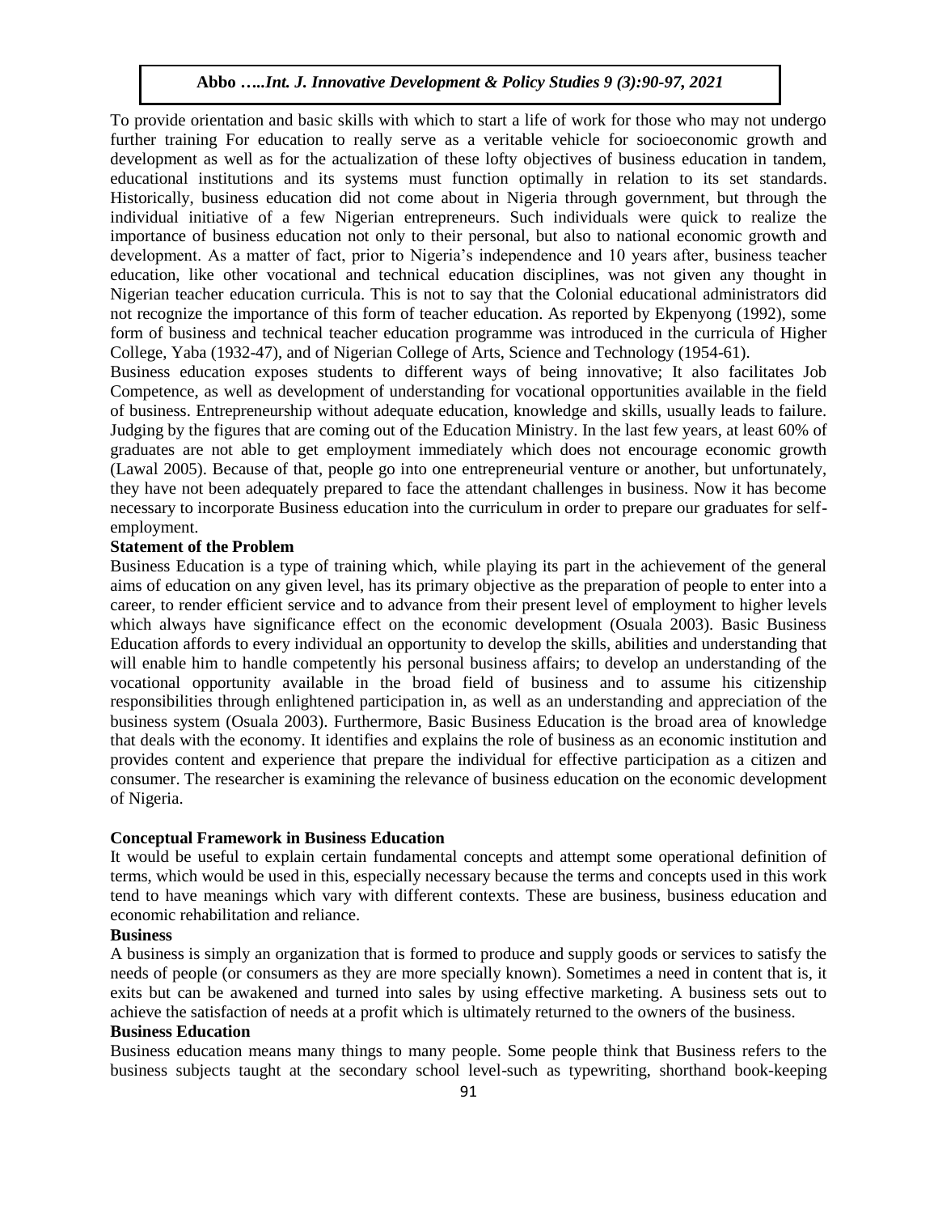To provide orientation and basic skills with which to start a life of work for those who may not undergo further training For education to really serve as a veritable vehicle for socioeconomic growth and development as well as for the actualization of these lofty objectives of business education in tandem, educational institutions and its systems must function optimally in relation to its set standards. Historically, business education did not come about in Nigeria through government, but through the individual initiative of a few Nigerian entrepreneurs. Such individuals were quick to realize the importance of business education not only to their personal, but also to national economic growth and development. As a matter of fact, prior to Nigeria's independence and 10 years after, business teacher education, like other vocational and technical education disciplines, was not given any thought in Nigerian teacher education curricula. This is not to say that the Colonial educational administrators did not recognize the importance of this form of teacher education. As reported by Ekpenyong (1992), some form of business and technical teacher education programme was introduced in the curricula of Higher College, Yaba (1932-47), and of Nigerian College of Arts, Science and Technology (1954-61).

Business education exposes students to different ways of being innovative; It also facilitates Job Competence, as well as development of understanding for vocational opportunities available in the field of business. Entrepreneurship without adequate education, knowledge and skills, usually leads to failure. Judging by the figures that are coming out of the Education Ministry. In the last few years, at least 60% of graduates are not able to get employment immediately which does not encourage economic growth (Lawal 2005). Because of that, people go into one entrepreneurial venture or another, but unfortunately, they have not been adequately prepared to face the attendant challenges in business. Now it has become necessary to incorporate Business education into the curriculum in order to prepare our graduates for self-employment.

**Statement of the Problem**

Business Education is a type of training which, while playing its part in the achievement of the general aims of education on any given level, has its primary objective as the preparation of people to enter into a career, to render efficient service and to advance from their present level of employment to higher levels which always have significance effect on the economic development (Osuala 2003). Basic Business Education affords to every individual an opportunity to develop the skills, abilities and understanding that will enable him to handle competently his personal business affairs; to develop an understanding of the vocational opportunity available in the broad field of business and to assume his citizenship responsibilities through enlightened participation in, as well as an understanding and appreciation of the business system (Osuala 2003). Furthermore, Basic Business Education is the broad area of knowledge that deals with the economy. It identifies and explains the role of business as an economic institution and provides content and experience that prepare the individual for effective participation as a citizen and consumer. The researcher is examining the relevance of business education on the economic development of Nigeria.

**Conceptual Framework in Business Education**

It would be useful to explain certain fundamental concepts and attempt some operational definition of terms, which would be used in this, especially necessary because the terms and concepts used in this work tend to have meanings which vary with different contexts. These are business, business education and economic rehabilitation and reliance.

**Business**

A business is simply an organization that is formed to produce and supply goods or services to satisfy the needs of people (or consumers as they are more specially known). Sometimes a need in content that is, it exits but can be awakened and turned into sales by using effective marketing. A business sets out to achieve the satisfaction of needs at a profit which is ultimately returned to the owners of the business.

**Business Education**

Business education means many things to many people. Some people think that Business refers to the business subjects taught at the secondary school level-such as typewriting, shorthand book-keeping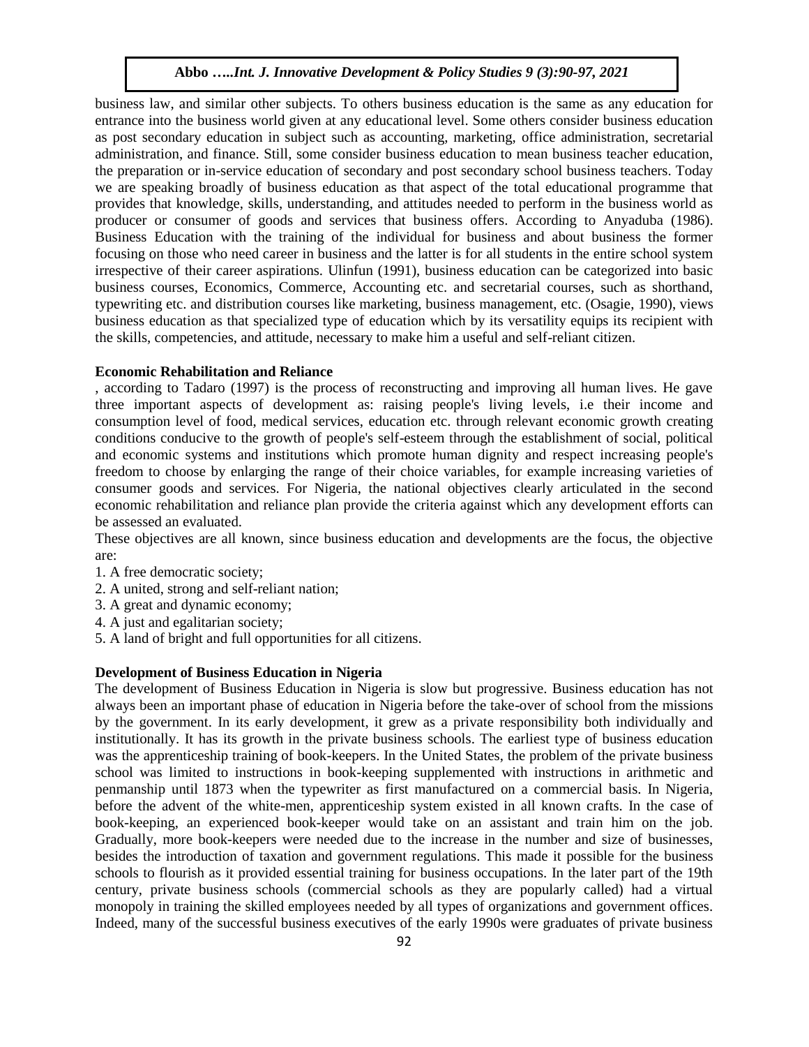business law, and similar other subjects. To others business education is the same as any education for entrance into the business world given at any educational level. Some others consider business education as post secondary education in subject such as accounting, marketing, office administration, secretarial administration, and finance. Still, some consider business education to mean business teacher education, the preparation or in-service education of secondary and post secondary school business teachers. Today we are speaking broadly of business education as that aspect of the total educational programme that provides that knowledge, skills, understanding, and attitudes needed to perform in the business world as producer or consumer of goods and services that business offers. According to Anyaduba (1986). Business Education with the training of the individual for business and about business the former focusing on those who need career in business and the latter is for all students in the entire school system irrespective of their career aspirations. Ulinfun (1991), business education can be categorized into basic business courses, Economics, Commerce, Accounting etc. and secretarial courses, such as shorthand, typewriting etc. and distribution courses like marketing, business management, etc. (Osagie, 1990), views business education as that specialized type of education which by its versatility equips its recipient with the skills, competencies, and attitude, necessary to make him a useful and self-reliant citizen.

**Economic Rehabilitation and Reliance**

, according to Tadaro (1997) is the process of reconstructing and improving all human lives. He gave three important aspects of development as: raising people's living levels, i.e their income and consumption level of food, medical services, education etc. through relevant economic growth creating conditions conducive to the growth of people's self-esteem through the establishment of social, political and economic systems and institutions which promote human dignity and respect increasing people's freedom to choose by enlarging the range of their choice variables, for example increasing varieties of consumer goods and services. For Nigeria, the national objectives clearly articulated in the second economic rehabilitation and reliance plan provide the criteria against which any development efforts can be assessed an evaluated.

These objectives are all known, since business education and developments are the focus, the objective are:

1. A free democratic society;
2. A united, strong and self-reliant nation;
3. A great and dynamic economy;
4. A just and egalitarian society;
5. A land of bright and full opportunities for all citizens.

**Development of Business Education in Nigeria**

The development of Business Education in Nigeria is slow but progressive. Business education has not always been an important phase of education in Nigeria before the take-over of school from the missions by the government. In its early development, it grew as a private responsibility both individually and institutionally. It has its growth in the private business schools. The earliest type of business education was the apprenticeship training of book-keepers. In the United States, the problem of the private business school was limited to instructions in book-keeping supplemented with instructions in arithmetic and penmanship until 1873 when the typewriter as first manufactured on a commercial basis. In Nigeria, before the advent of the white-men, apprenticeship system existed in all known crafts. In the case of book-keeping, an experienced book-keeper would take on an assistant and train him on the job. Gradually, more book-keepers were needed due to the increase in the number and size of businesses, besides the introduction of taxation and government regulations. This made it possible for the business schools to flourish as it provided essential training for business occupations. In the later part of the 19th century, private business schools (commercial schools as they are popularly called) had a virtual monopoly in training the skilled employees needed by all types of organizations and government offices. Indeed, many of the successful business executives of the early 1990s were graduates of private business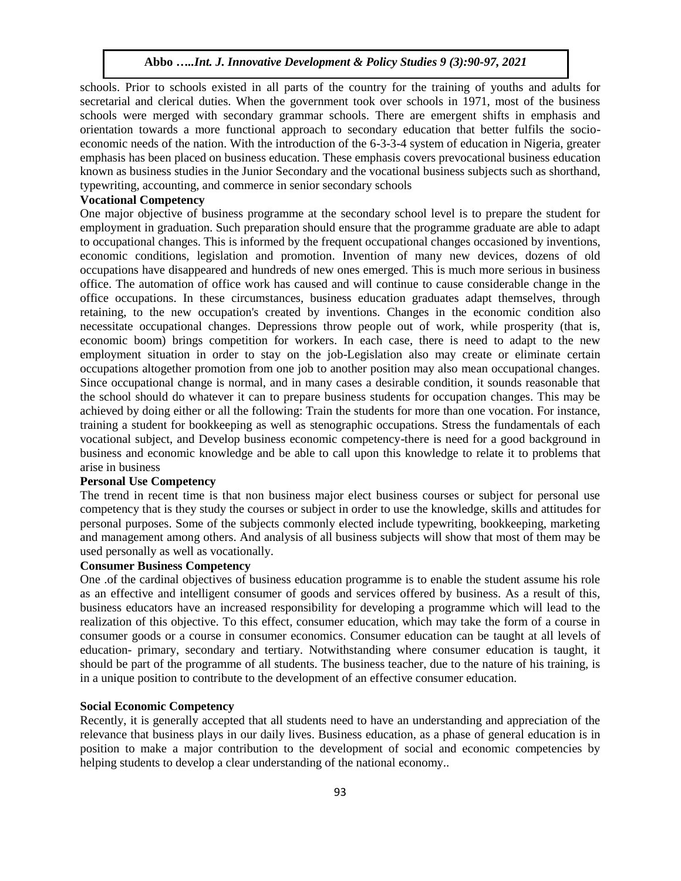schools. Prior to schools existed in all parts of the country for the training of youths and adults for secretarial and clerical duties. When the government took over schools in 1971, most of the business schools were merged with secondary grammar schools. There are emergent shifts in emphasis and orientation towards a more functional approach to secondary education that better fulfils the socio-economic needs of the nation. With the introduction of the 6-3-3-4 system of education in Nigeria, greater emphasis has been placed on business education. These emphasis covers prevocational business education known as business studies in the Junior Secondary and the vocational business subjects such as shorthand, typewriting, accounting, and commerce in senior secondary schools

**Vocational Competency**

One major objective of business programme at the secondary school level is to prepare the student for employment in graduation. Such preparation should ensure that the programme graduate are able to adapt to occupational changes. This is informed by the frequent occupational changes occasioned by inventions, economic conditions, legislation and promotion. Invention of many new devices, dozens of old occupations have disappeared and hundreds of new ones emerged. This is much more serious in business office. The automation of office work has caused and will continue to cause considerable change in the office occupations. In these circumstances, business education graduates adapt themselves, through retaining, to the new occupation's created by inventions. Changes in the economic condition also necessitate occupational changes. Depressions throw people out of work, while prosperity (that is, economic boom) brings competition for workers. In each case, there is need to adapt to the new employment situation in order to stay on the job-Legislation also may create or eliminate certain occupations altogether promotion from one job to another position may also mean occupational changes. Since occupational change is normal, and in many cases a desirable condition, it sounds reasonable that the school should do whatever it can to prepare business students for occupation changes. This may be achieved by doing either or all the following: Train the students for more than one vocation. For instance, training a student for bookkeeping as well as stenographic occupations. Stress the fundamentals of each vocational subject, and Develop business economic competency-there is need for a good background in business and economic knowledge and be able to call upon this knowledge to relate it to problems that arise in business

**Personal Use Competency**

The trend in recent time is that non business major elect business courses or subject for personal use competency that is they study the courses or subject in order to use the knowledge, skills and attitudes for personal purposes. Some of the subjects commonly elected include typewriting, bookkeeping, marketing and management among others. And analysis of all business subjects will show that most of them may be used personally as well as vocationally.

**Consumer Business Competency**

One .of the cardinal objectives of business education programme is to enable the student assume his role as an effective and intelligent consumer of goods and services offered by business. As a result of this, business educators have an increased responsibility for developing a programme which will lead to the realization of this objective. To this effect, consumer education, which may take the form of a course in consumer goods or a course in consumer economics. Consumer education can be taught at all levels of education- primary, secondary and tertiary. Notwithstanding where consumer education is taught, it should be part of the programme of all students. The business teacher, due to the nature of his training, is in a unique position to contribute to the development of an effective consumer education.

**Social Economic Competency**

Recently, it is generally accepted that all students need to have an understanding and appreciation of the relevance that business plays in our daily lives. Business education, as a phase of general education is in position to make a major contribution to the development of social and economic competencies by helping students to develop a clear understanding of the national economy..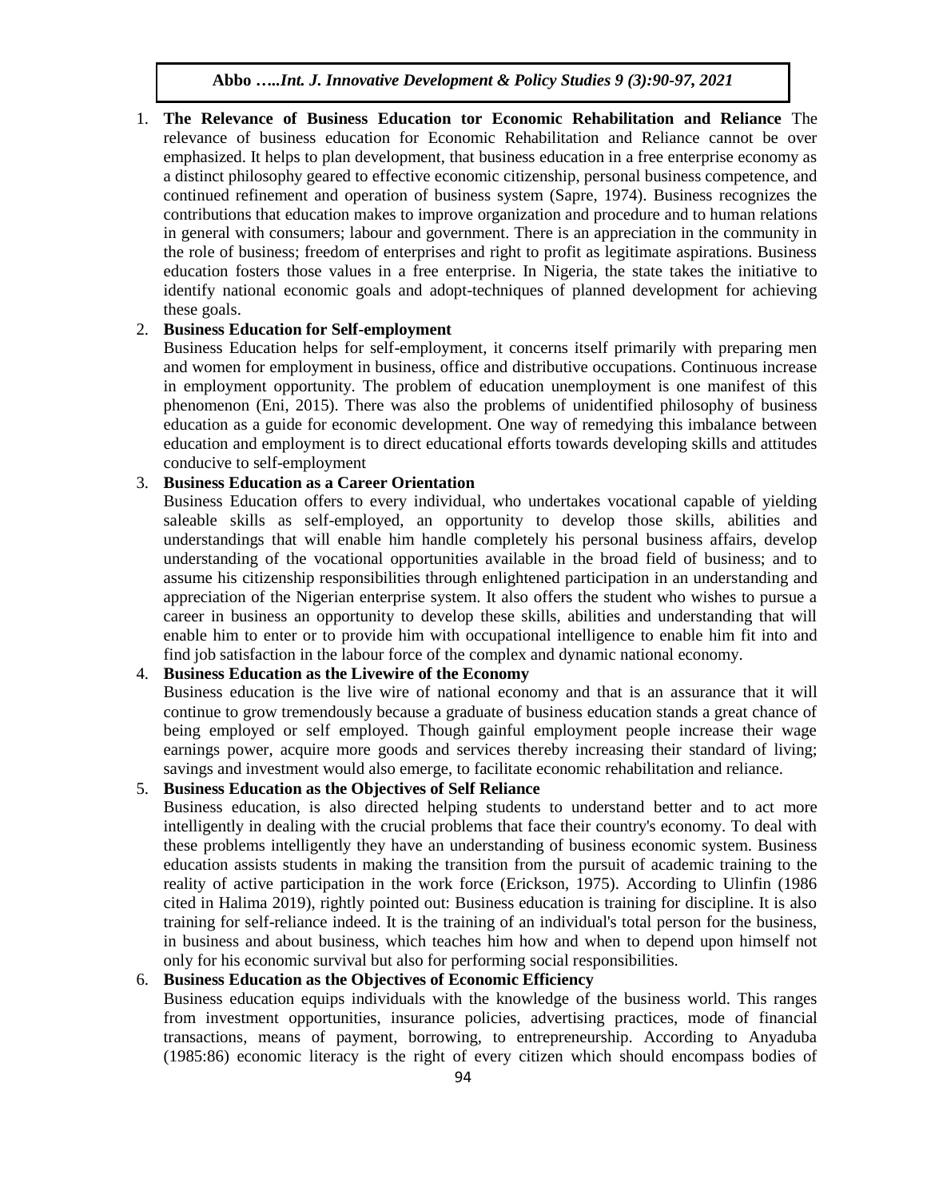1. **The Relevance of Business Education tor Economic Rehabilitation and Reliance** The relevance of business education for Economic Rehabilitation and Reliance cannot be over emphasized. It helps to plan development, that business education in a free enterprise economy as a distinct philosophy geared to effective economic citizenship, personal business competence, and continued refinement and operation of business system (Sapre, 1974). Business recognizes the contributions that education makes to improve organization and procedure and to human relations in general with consumers; labour and government. There is an appreciation in the community in the role of business; freedom of enterprises and right to profit as legitimate aspirations. Business education fosters those values in a free enterprise. In Nigeria, the state takes the initiative to identify national economic goals and adopt-techniques of planned development for achieving these goals.

2. **Business Education for Self-employment**

   Business Education helps for self-employment, it concerns itself primarily with preparing men and women for employment in business, office and distributive occupations. Continuous increase in employment opportunity. The problem of education unemployment is one manifest of this phenomenon (Eni, 2015). There was also the problems of unidentified philosophy of business education as a guide for economic development. One way of remedying this imbalance between education and employment is to direct educational efforts towards developing skills and attitudes conducive to self-employment

3. **Business Education as a Career Orientation**

   Business Education offers to every individual, who undertakes vocational capable of yielding saleable skills as self-employed, an opportunity to develop those skills, abilities and understandings that will enable him handle completely his personal business affairs, develop understanding of the vocational opportunities available in the broad field of business; and to assume his citizenship responsibilities through enlightened participation in an understanding and appreciation of the Nigerian enterprise system. It also offers the student who wishes to pursue a career in business an opportunity to develop these skills, abilities and understanding that will enable him to enter or to provide him with occupational intelligence to enable him fit into and find job satisfaction in the labour force of the complex and dynamic national economy.

4. **Business Education as the Livewire of the Economy**

   Business education is the live wire of national economy and that is an assurance that it will continue to grow tremendously because a graduate of business education stands a great chance of being employed or self employed. Though gainful employment people increase their wage earnings power, acquire more goods and services thereby increasing their standard of living; savings and investment would also emerge, to facilitate economic rehabilitation and reliance.

5. **Business Education as the Objectives of Self Reliance**

   Business education, is also directed helping students to understand better and to act more intelligently in dealing with the crucial problems that face their country's economy. To deal with these problems intelligently they have an understanding of business economic system. Business education assists students in making the transition from the pursuit of academic training to the reality of active participation in the work force (Erickson, 1975). According to Ulinfin (1986 cited in Halima 2019), rightly pointed out: Business education is training for discipline. It is also training for self-reliance indeed. It is the training of an individual's total person for the business, in business and about business, which teaches him how and when to depend upon himself not only for his economic survival but also for performing social responsibilities.

6. **Business Education as the Objectives of Economic Efficiency**

   Business education equips individuals with the knowledge of the business world. This ranges from investment opportunities, insurance policies, advertising practices, mode of financial transactions, means of payment, borrowing, to entrepreneurship. According to Anyaduba (1985:86) economic literacy is the right of every citizen which should encompass bodies of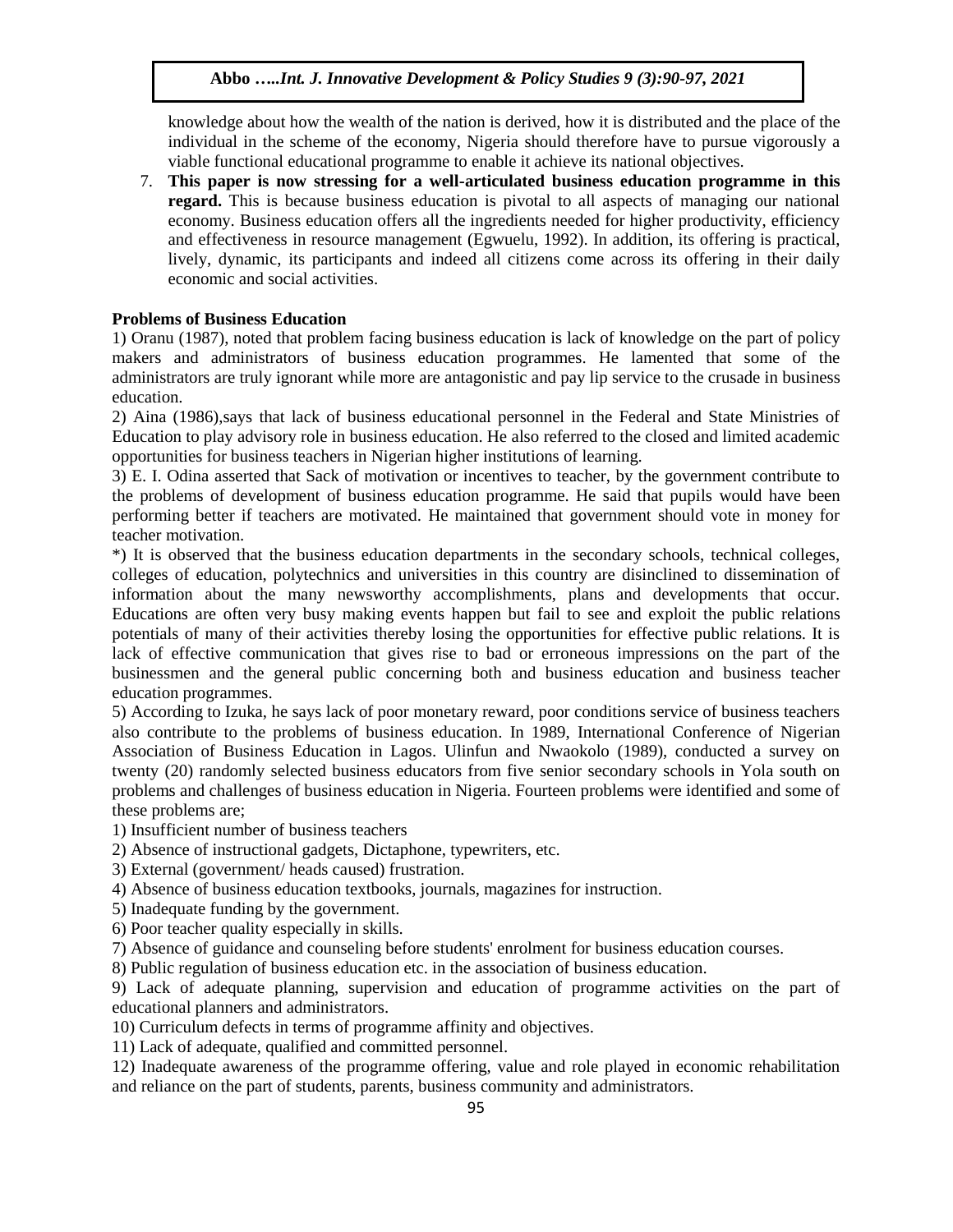knowledge about how the wealth of the nation is derived, how it is distributed and the place of the individual in the scheme of the economy, Nigeria should therefore have to pursue vigorously a viable functional educational programme to enable it achieve its national objectives.

7. **This paper is now stressing for a well-articulated business education programme in this regard.** This is because business education is pivotal to all aspects of managing our national economy. Business education offers all the ingredients needed for higher productivity, efficiency and effectiveness in resource management (Egwuelu, 1992). In addition, its offering is practical, lively, dynamic, its participants and indeed all citizens come across its offering in their daily economic and social activities.

**Problems of Business Education**

1) Oranu (1987), noted that problem facing business education is lack of knowledge on the part of policy makers and administrators of business education programmes. He lamented that some of the administrators are truly ignorant while more are antagonistic and pay lip service to the crusade in business education.

2) Aina (1986),says that lack of business educational personnel in the Federal and State Ministries of Education to play advisory role in business education. He also referred to the closed and limited academic opportunities for business teachers in Nigerian higher institutions of learning.

3) E. I. Odina asserted that Sack of motivation or incentives to teacher, by the government contribute to the problems of development of business education programme. He said that pupils would have been performing better if teachers are motivated. He maintained that government should vote in money for teacher motivation.

*) It is observed that the business education departments in the secondary schools, technical colleges, colleges of education, polytechnics and universities in this country are disinclined to dissemination of information about the many newsworthy accomplishments, plans and developments that occur. Educations are often very busy making events happen but fail to see and exploit the public relations potentials of many of their activities thereby losing the opportunities for effective public relations. It is lack of effective communication that gives rise to bad or erroneous impressions on the part of the businessmen and the general public concerning both and business education and business teacher education programmes.

5) According to Izuka, he says lack of poor monetary reward, poor conditions service of business teachers also contribute to the problems of business education. In 1989, International Conference of Nigerian Association of Business Education in Lagos. Ulinfun and Nwaokolo (1989), conducted a survey on twenty (20) randomly selected business educators from five senior secondary schools in Yola south on problems and challenges of business education in Nigeria. Fourteen problems were identified and some of these problems are;

1) Insufficient number of business teachers

2) Absence of instructional gadgets, Dictaphone, typewriters, etc.

3) External (government/ heads caused) frustration.

4) Absence of business education textbooks, journals, magazines for instruction.

5) Inadequate funding by the government.

6) Poor teacher quality especially in skills.

7) Absence of guidance and counseling before students' enrolment for business education courses.

8) Public regulation of business education etc. in the association of business education.

9) Lack of adequate planning, supervision and education of programme activities on the part of educational planners and administrators.

10) Curriculum defects in terms of programme affinity and objectives.

11) Lack of adequate, qualified and committed personnel.

12) Inadequate awareness of the programme offering, value and role played in economic rehabilitation and reliance on the part of students, parents, business community and administrators.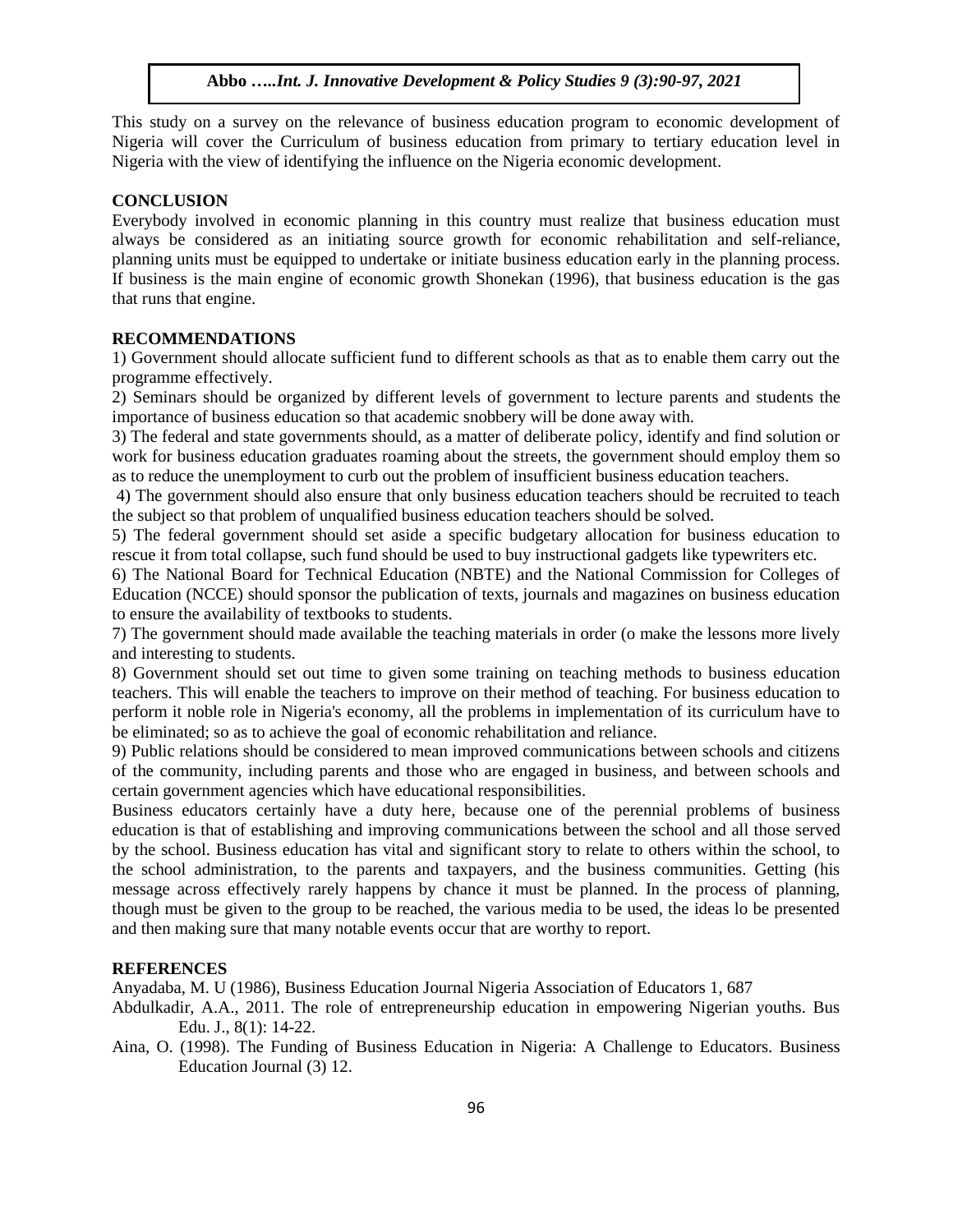This study on a survey on the relevance of business education program to economic development of Nigeria will cover the Curriculum of business education from primary to tertiary education level in Nigeria with the view of identifying the influence on the Nigeria economic development.

## CONCLUSION

Everybody involved in economic planning in this country must realize that business education must always be considered as an initiating source growth for economic rehabilitation and self-reliance, planning units must be equipped to undertake or initiate business education early in the planning process. If business is the main engine of economic growth Shonekan (1996), that business education is the gas that runs that engine.

## RECOMMENDATIONS

1) Government should allocate sufficient fund to different schools as that as to enable them carry out the programme effectively.

2) Seminars should be organized by different levels of government to lecture parents and students the importance of business education so that academic snobbery will be done away with.

3) The federal and state governments should, as a matter of deliberate policy, identify and find solution or work for business education graduates roaming about the streets, the government should employ them so as to reduce the unemployment to curb out the problem of insufficient business education teachers.

4) The government should also ensure that only business education teachers should be recruited to teach the subject so that problem of unqualified business education teachers should be solved.

5) The federal government should set aside a specific budgetary allocation for business education to rescue it from total collapse, such fund should be used to buy instructional gadgets like typewriters etc.

6) The National Board for Technical Education (NBTE) and the National Commission for Colleges of Education (NCCE) should sponsor the publication of texts, journals and magazines on business education to ensure the availability of textbooks to students.

7) The government should made available the teaching materials in order (o make the lessons more lively and interesting to students.

8) Government should set out time to given some training on teaching methods to business education teachers. This will enable the teachers to improve on their method of teaching. For business education to perform it noble role in Nigeria's economy, all the problems in implementation of its curriculum have to be eliminated; so as to achieve the goal of economic rehabilitation and reliance.

9) Public relations should be considered to mean improved communications between schools and citizens of the community, including parents and those who are engaged in business, and between schools and certain government agencies which have educational responsibilities.

Business educators certainly have a duty here, because one of the perennial problems of business education is that of establishing and improving communications between the school and all those served by the school. Business education has vital and significant story to relate to others within the school, to the school administration, to the parents and taxpayers, and the business communities. Getting (his message across effectively rarely happens by chance it must be planned. In the process of planning, though must be given to the group to be reached, the various media to be used, the ideas lo be presented and then making sure that many notable events occur that are worthy to report.

## REFERENCES

Anyadaba, M. U (1986), Business Education Journal Nigeria Association of Educators 1, 687

Abdulkadir, A.A., 2011. The role of entrepreneurship education in empowering Nigerian youths. Bus Edu. J., 8(1): 14-22.

Aina, O. (1998). The Funding of Business Education in Nigeria: A Challenge to Educators. Business Education Journal (3) 12.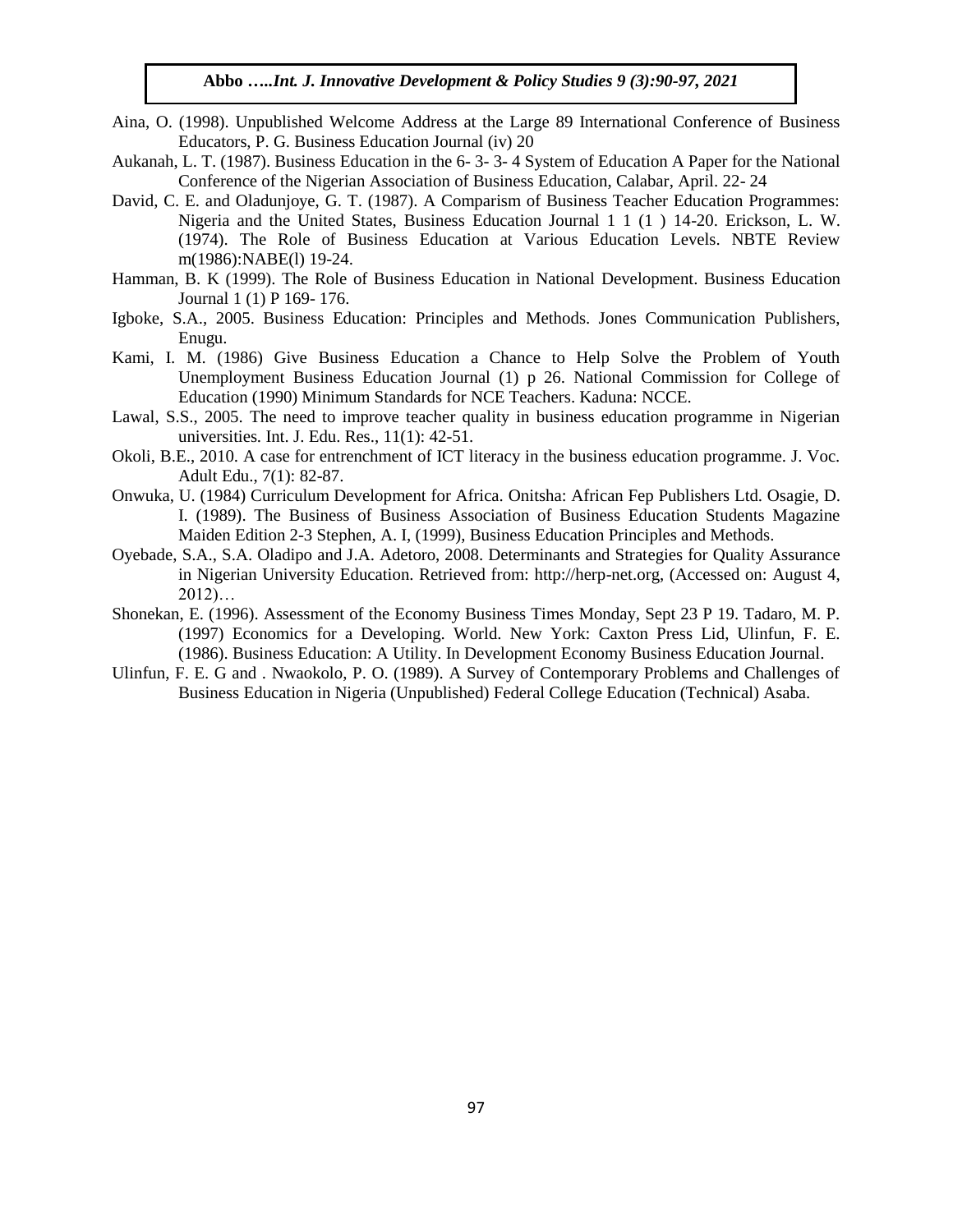Aina, O. (1998). Unpublished Welcome Address at the Large 89 International Conference of Business Educators, P. G. Business Education Journal (iv) 20

Aukanah, L. T. (1987). Business Education in the 6- 3- 3- 4 System of Education A Paper for the National Conference of the Nigerian Association of Business Education, Calabar, April. 22- 24

David, C. E. and Oladunjoye, G. T. (1987). A Comparism of Business Teacher Education Programmes: Nigeria and the United States, Business Education Journal 1 1 (1 ) 14-20. Erickson, L. W. (1974). The Role of Business Education at Various Education Levels. NBTE Review m(1986):NABE(l) 19-24.

Hamman, B. K (1999). The Role of Business Education in National Development. Business Education Journal 1 (1) P 169- 176.

Igboke, S.A., 2005. Business Education: Principles and Methods. Jones Communication Publishers, Enugu.

Kami, I. M. (1986) Give Business Education a Chance to Help Solve the Problem of Youth Unemployment Business Education Journal (1) p 26. National Commission for College of Education (1990) Minimum Standards for NCE Teachers. Kaduna: NCCE.

Lawal, S.S., 2005. The need to improve teacher quality in business education programme in Nigerian universities. Int. J. Edu. Res., 11(1): 42-51.

Okoli, B.E., 2010. A case for entrenchment of ICT literacy in the business education programme. J. Voc. Adult Edu., 7(1): 82-87.

Onwuka, U. (1984) Curriculum Development for Africa. Onitsha: African Fep Publishers Ltd. Osagie, D. I. (1989). The Business of Business Association of Business Education Students Magazine Maiden Edition 2-3 Stephen, A. I, (1999), Business Education Principles and Methods.

Oyebade, S.A., S.A. Oladipo and J.A. Adetoro, 2008. Determinants and Strategies for Quality Assurance in Nigerian University Education. Retrieved from: http://herp-net.org, (Accessed on: August 4, 2012)…

Shonekan, E. (1996). Assessment of the Economy Business Times Monday, Sept 23 P 19. Tadaro, M. P. (1997) Economics for a Developing. World. New York: Caxton Press Lid, Ulinfun, F. E. (1986). Business Education: A Utility. In Development Economy Business Education Journal.

Ulinfun, F. E. G and . Nwaokolo, P. O. (1989). A Survey of Contemporary Problems and Challenges of Business Education in Nigeria (Unpublished) Federal College Education (Technical) Asaba.